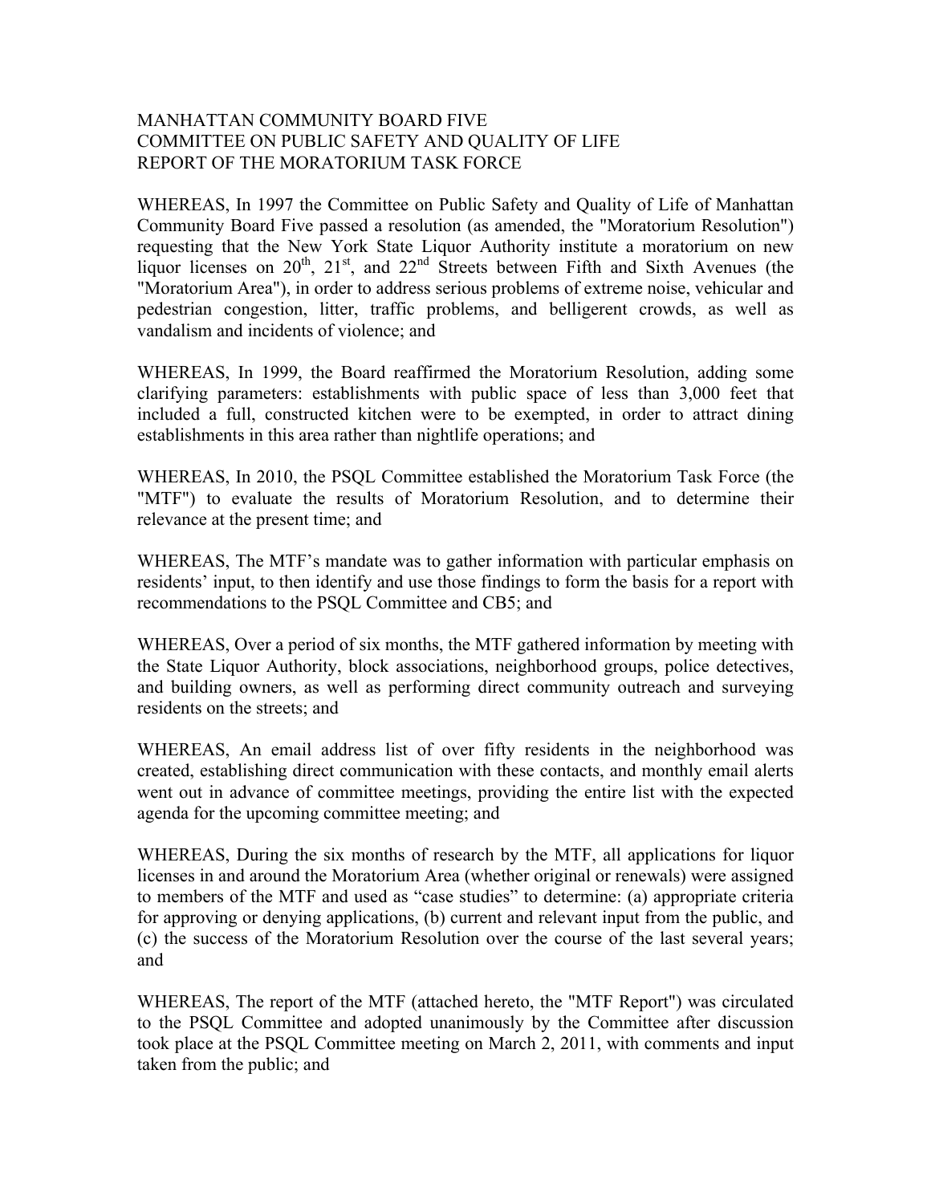MANHATTAN COMMUNITY BOARD FIVE
COMMITTEE ON PUBLIC SAFETY AND QUALITY OF LIFE
REPORT OF THE MORATORIUM TASK FORCE

WHEREAS, In 1997 the Committee on Public Safety and Quality of Life of Manhattan Community Board Five passed a resolution (as amended, the "Moratorium Resolution") requesting that the New York State Liquor Authority institute a moratorium on new liquor licenses on 20th, 21st, and 22nd Streets between Fifth and Sixth Avenues (the "Moratorium Area"), in order to address serious problems of extreme noise, vehicular and pedestrian congestion, litter, traffic problems, and belligerent crowds, as well as vandalism and incidents of violence; and

WHEREAS, In 1999, the Board reaffirmed the Moratorium Resolution, adding some clarifying parameters: establishments with public space of less than 3,000 feet that included a full, constructed kitchen were to be exempted, in order to attract dining establishments in this area rather than nightlife operations; and

WHEREAS, In 2010, the PSQL Committee established the Moratorium Task Force (the "MTF") to evaluate the results of Moratorium Resolution, and to determine their relevance at the present time; and

WHEREAS, The MTF's mandate was to gather information with particular emphasis on residents' input, to then identify and use those findings to form the basis for a report with recommendations to the PSQL Committee and CB5; and

WHEREAS, Over a period of six months, the MTF gathered information by meeting with the State Liquor Authority, block associations, neighborhood groups, police detectives, and building owners, as well as performing direct community outreach and surveying residents on the streets; and

WHEREAS, An email address list of over fifty residents in the neighborhood was created, establishing direct communication with these contacts, and monthly email alerts went out in advance of committee meetings, providing the entire list with the expected agenda for the upcoming committee meeting; and

WHEREAS, During the six months of research by the MTF, all applications for liquor licenses in and around the Moratorium Area (whether original or renewals) were assigned to members of the MTF and used as "case studies" to determine: (a) appropriate criteria for approving or denying applications, (b) current and relevant input from the public, and (c) the success of the Moratorium Resolution over the course of the last several years; and

WHEREAS, The report of the MTF (attached hereto, the "MTF Report") was circulated to the PSQL Committee and adopted unanimously by the Committee after discussion took place at the PSQL Committee meeting on March 2, 2011, with comments and input taken from the public; and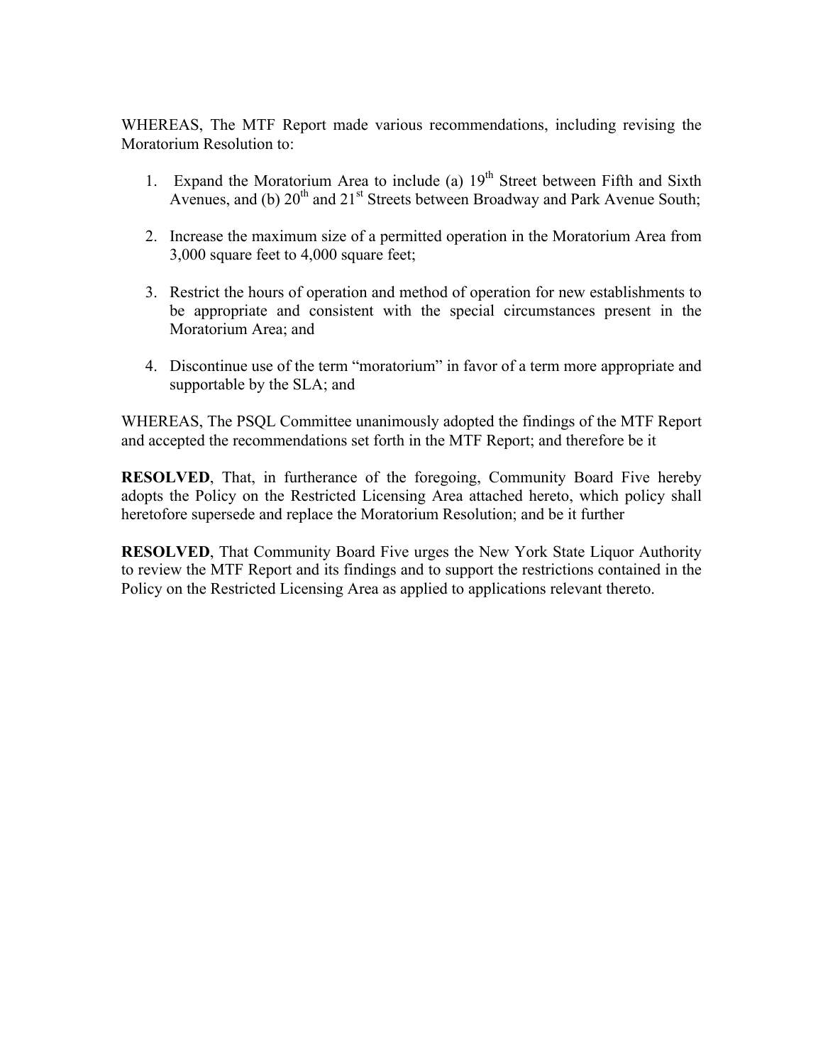WHEREAS, The MTF Report made various recommendations, including revising the Moratorium Resolution to:

1. Expand the Moratorium Area to include (a) 19th Street between Fifth and Sixth Avenues, and (b) 20th and 21st Streets between Broadway and Park Avenue South;

2. Increase the maximum size of a permitted operation in the Moratorium Area from 3,000 square feet to 4,000 square feet;

3. Restrict the hours of operation and method of operation for new establishments to be appropriate and consistent with the special circumstances present in the Moratorium Area; and

4. Discontinue use of the term "moratorium" in favor of a term more appropriate and supportable by the SLA; and

WHEREAS, The PSQL Committee unanimously adopted the findings of the MTF Report and accepted the recommendations set forth in the MTF Report; and therefore be it

**RESOLVED**, That, in furtherance of the foregoing, Community Board Five hereby adopts the Policy on the Restricted Licensing Area attached hereto, which policy shall heretofore supersede and replace the Moratorium Resolution; and be it further

**RESOLVED**, That Community Board Five urges the New York State Liquor Authority to review the MTF Report and its findings and to support the restrictions contained in the Policy on the Restricted Licensing Area as applied to applications relevant thereto.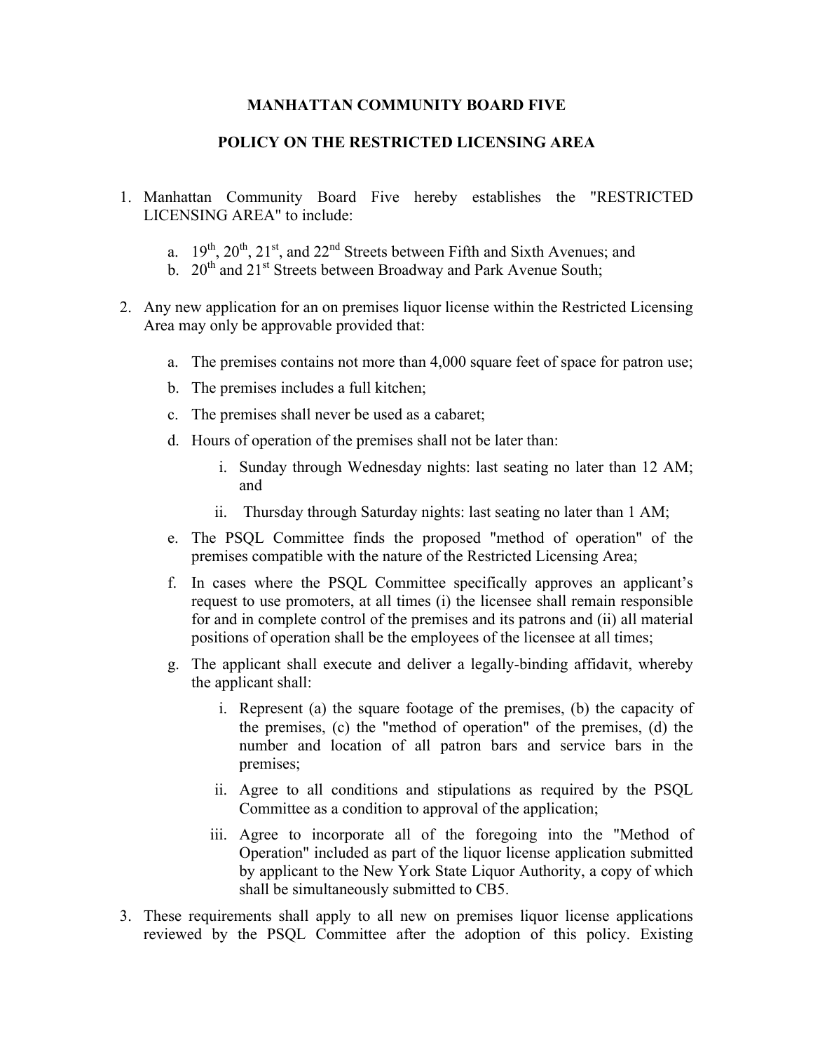# MANHATTAN COMMUNITY BOARD FIVE

## POLICY ON THE RESTRICTED LICENSING AREA

1. Manhattan Community Board Five hereby establishes the "RESTRICTED LICENSING AREA" to include:

   a. 19th, 20th, 21st, and 22nd Streets between Fifth and Sixth Avenues; and

   b. 20th and 21st Streets between Broadway and Park Avenue South;

2. Any new application for an on premises liquor license within the Restricted Licensing Area may only be approvable provided that:

   a. The premises contains not more than 4,000 square feet of space for patron use;

   b. The premises includes a full kitchen;

   c. The premises shall never be used as a cabaret;

   d. Hours of operation of the premises shall not be later than:

      i. Sunday through Wednesday nights: last seating no later than 12 AM; and

      ii. Thursday through Saturday nights: last seating no later than 1 AM;

   e. The PSQL Committee finds the proposed "method of operation" of the premises compatible with the nature of the Restricted Licensing Area;

   f. In cases where the PSQL Committee specifically approves an applicant's request to use promoters, at all times (i) the licensee shall remain responsible for and in complete control of the premises and its patrons and (ii) all material positions of operation shall be the employees of the licensee at all times;

   g. The applicant shall execute and deliver a legally-binding affidavit, whereby the applicant shall:

      i. Represent (a) the square footage of the premises, (b) the capacity of the premises, (c) the "method of operation" of the premises, (d) the number and location of all patron bars and service bars in the premises;

      ii. Agree to all conditions and stipulations as required by the PSQL Committee as a condition to approval of the application;

      iii. Agree to incorporate all of the foregoing into the "Method of Operation" included as part of the liquor license application submitted by applicant to the New York State Liquor Authority, a copy of which shall be simultaneously submitted to CB5.

3. These requirements shall apply to all new on premises liquor license applications reviewed by the PSQL Committee after the adoption of this policy. Existing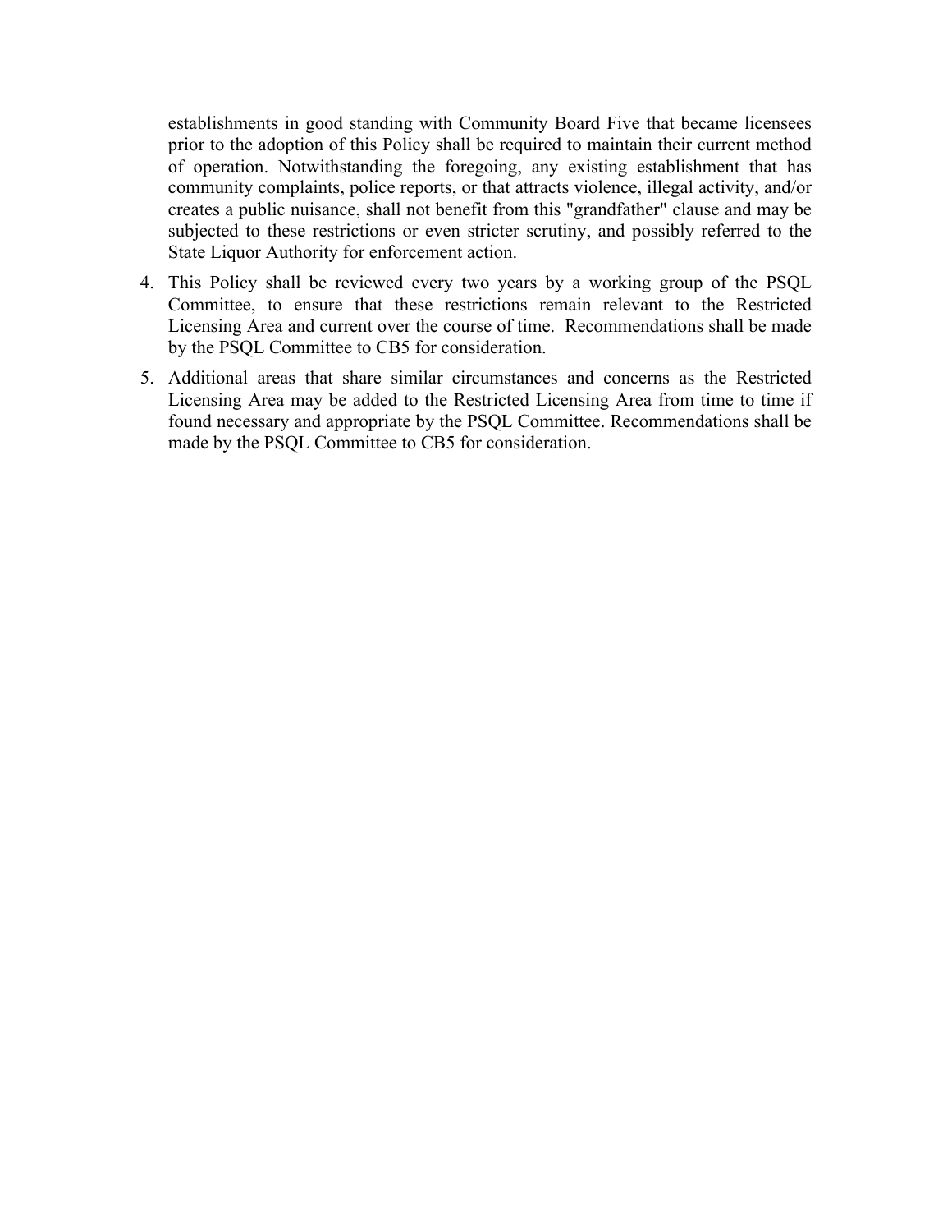establishments in good standing with Community Board Five that became licensees prior to the adoption of this Policy shall be required to maintain their current method of operation. Notwithstanding the foregoing, any existing establishment that has community complaints, police reports, or that attracts violence, illegal activity, and/or creates a public nuisance, shall not benefit from this "grandfather" clause and may be subjected to these restrictions or even stricter scrutiny, and possibly referred to the State Liquor Authority for enforcement action.

4. This Policy shall be reviewed every two years by a working group of the PSQL Committee, to ensure that these restrictions remain relevant to the Restricted Licensing Area and current over the course of time. Recommendations shall be made by the PSQL Committee to CB5 for consideration.

5. Additional areas that share similar circumstances and concerns as the Restricted Licensing Area may be added to the Restricted Licensing Area from time to time if found necessary and appropriate by the PSQL Committee. Recommendations shall be made by the PSQL Committee to CB5 for consideration.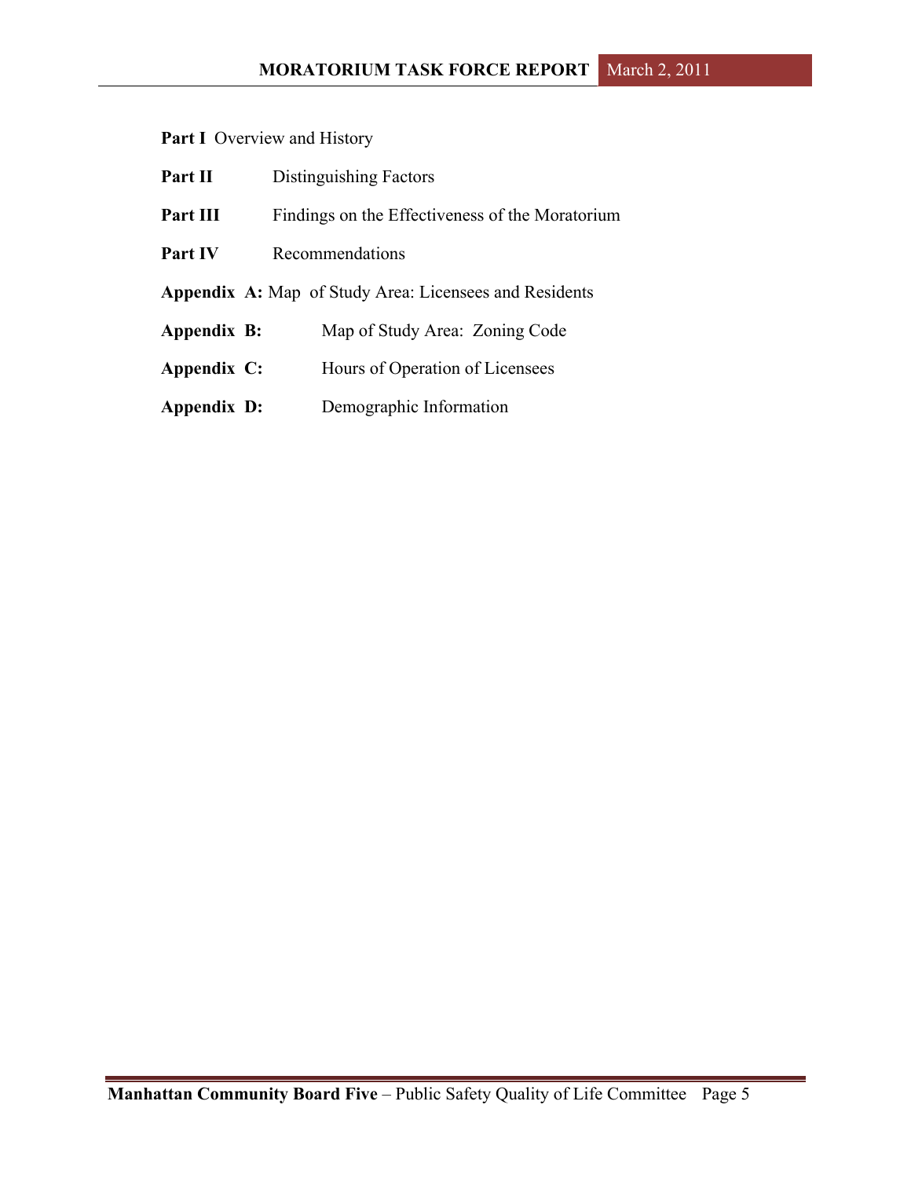**Part I** Overview and History

**Part II** Distinguishing Factors

**Part III** Findings on the Effectiveness of the Moratorium

**Part IV** Recommendations

**Appendix A:** Map of Study Area: Licensees and Residents

**Appendix B:** Map of Study Area: Zoning Code

**Appendix C:** Hours of Operation of Licensees

**Appendix D:** Demographic Information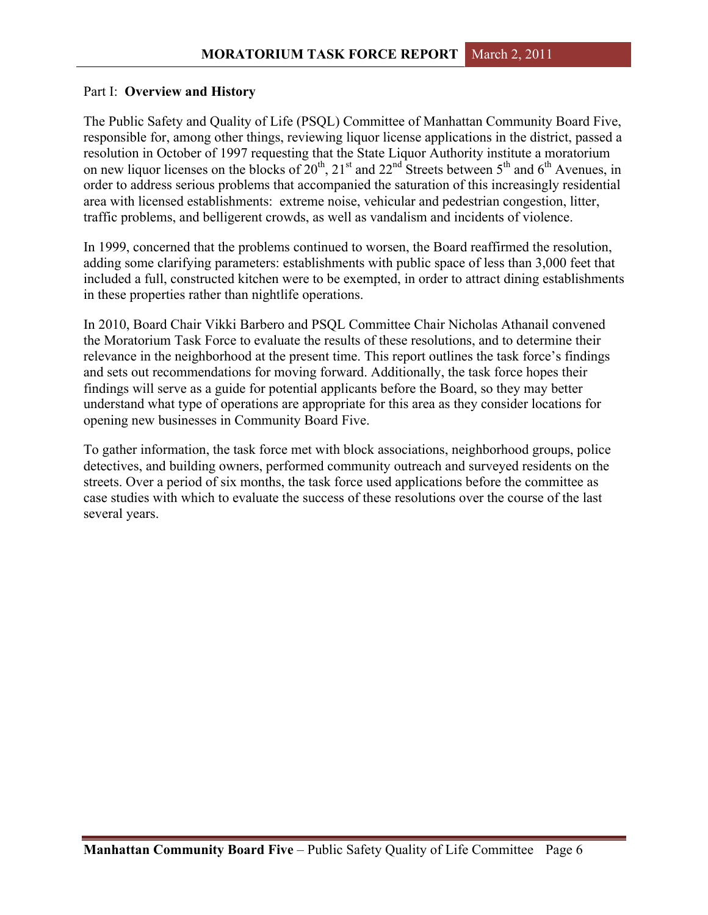Part I: **Overview and History**

The Public Safety and Quality of Life (PSQL) Committee of Manhattan Community Board Five, responsible for, among other things, reviewing liquor license applications in the district, passed a resolution in October of 1997 requesting that the State Liquor Authority institute a moratorium on new liquor licenses on the blocks of 20th, 21st and 22nd Streets between 5th and 6th Avenues, in order to address serious problems that accompanied the saturation of this increasingly residential area with licensed establishments: extreme noise, vehicular and pedestrian congestion, litter, traffic problems, and belligerent crowds, as well as vandalism and incidents of violence.

In 1999, concerned that the problems continued to worsen, the Board reaffirmed the resolution, adding some clarifying parameters: establishments with public space of less than 3,000 feet that included a full, constructed kitchen were to be exempted, in order to attract dining establishments in these properties rather than nightlife operations.

In 2010, Board Chair Vikki Barbero and PSQL Committee Chair Nicholas Athanail convened the Moratorium Task Force to evaluate the results of these resolutions, and to determine their relevance in the neighborhood at the present time. This report outlines the task force's findings and sets out recommendations for moving forward. Additionally, the task force hopes their findings will serve as a guide for potential applicants before the Board, so they may better understand what type of operations are appropriate for this area as they consider locations for opening new businesses in Community Board Five.

To gather information, the task force met with block associations, neighborhood groups, police detectives, and building owners, performed community outreach and surveyed residents on the streets. Over a period of six months, the task force used applications before the committee as case studies with which to evaluate the success of these resolutions over the course of the last several years.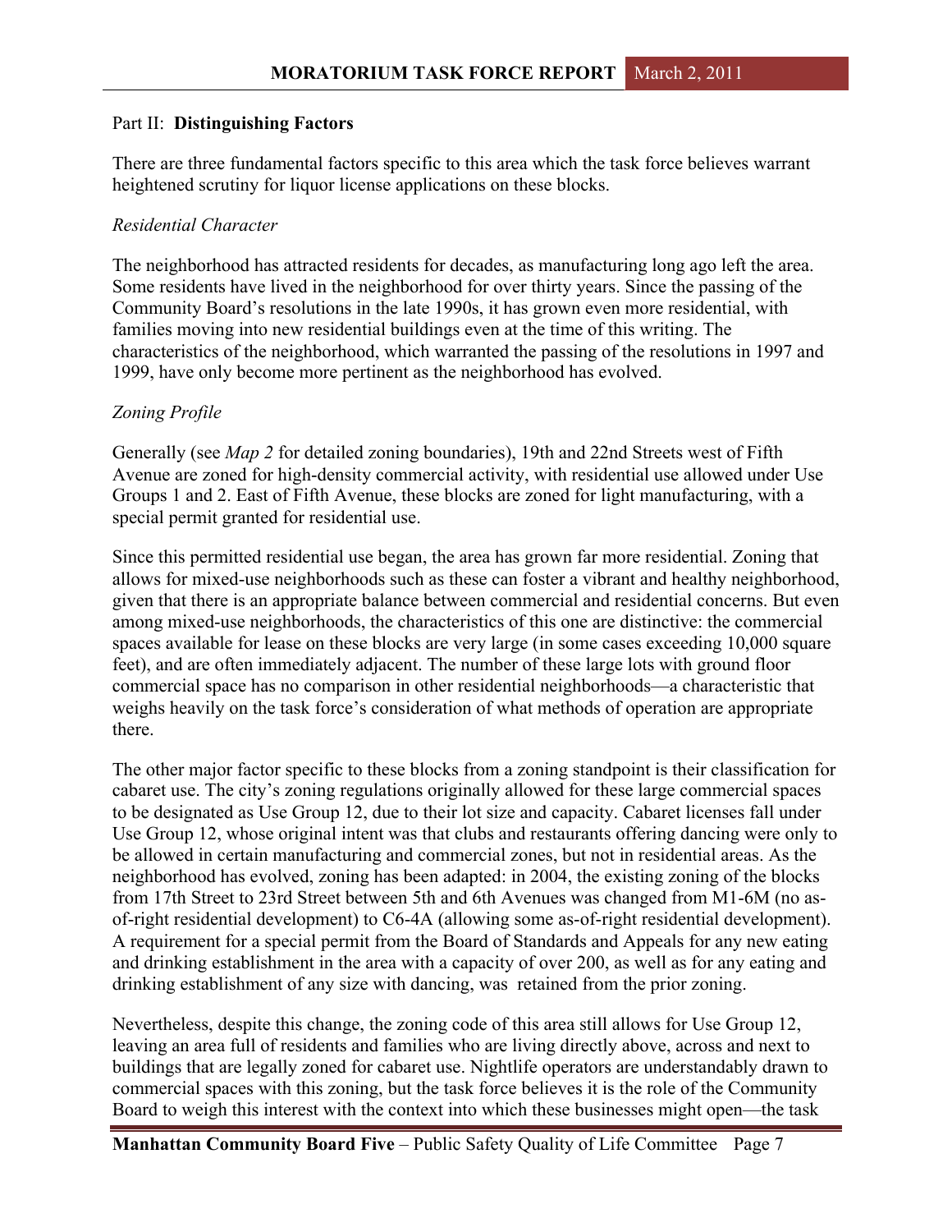Part II: **Distinguishing Factors**

There are three fundamental factors specific to this area which the task force believes warrant heightened scrutiny for liquor license applications on these blocks.

*Residential Character*

The neighborhood has attracted residents for decades, as manufacturing long ago left the area. Some residents have lived in the neighborhood for over thirty years. Since the passing of the Community Board's resolutions in the late 1990s, it has grown even more residential, with families moving into new residential buildings even at the time of this writing. The characteristics of the neighborhood, which warranted the passing of the resolutions in 1997 and 1999, have only become more pertinent as the neighborhood has evolved.

*Zoning Profile*

Generally (see *Map 2* for detailed zoning boundaries), 19th and 22nd Streets west of Fifth Avenue are zoned for high-density commercial activity, with residential use allowed under Use Groups 1 and 2. East of Fifth Avenue, these blocks are zoned for light manufacturing, with a special permit granted for residential use.

Since this permitted residential use began, the area has grown far more residential. Zoning that allows for mixed-use neighborhoods such as these can foster a vibrant and healthy neighborhood, given that there is an appropriate balance between commercial and residential concerns. But even among mixed-use neighborhoods, the characteristics of this one are distinctive: the commercial spaces available for lease on these blocks are very large (in some cases exceeding 10,000 square feet), and are often immediately adjacent. The number of these large lots with ground floor commercial space has no comparison in other residential neighborhoods—a characteristic that weighs heavily on the task force's consideration of what methods of operation are appropriate there.

The other major factor specific to these blocks from a zoning standpoint is their classification for cabaret use. The city's zoning regulations originally allowed for these large commercial spaces to be designated as Use Group 12, due to their lot size and capacity. Cabaret licenses fall under Use Group 12, whose original intent was that clubs and restaurants offering dancing were only to be allowed in certain manufacturing and commercial zones, but not in residential areas. As the neighborhood has evolved, zoning has been adapted: in 2004, the existing zoning of the blocks from 17th Street to 23rd Street between 5th and 6th Avenues was changed from M1-6M (no as-of-right residential development) to C6-4A (allowing some as-of-right residential development). A requirement for a special permit from the Board of Standards and Appeals for any new eating and drinking establishment in the area with a capacity of over 200, as well as for any eating and drinking establishment of any size with dancing, was retained from the prior zoning.

Nevertheless, despite this change, the zoning code of this area still allows for Use Group 12, leaving an area full of residents and families who are living directly above, across and next to buildings that are legally zoned for cabaret use. Nightlife operators are understandably drawn to commercial spaces with this zoning, but the task force believes it is the role of the Community Board to weigh this interest with the context into which these businesses might open—the task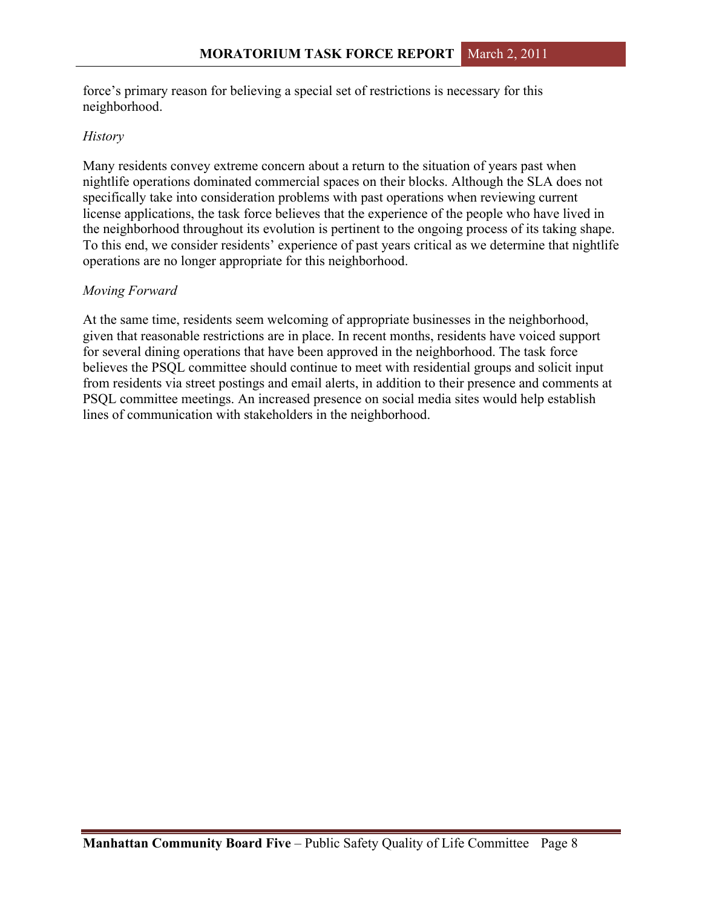force's primary reason for believing a special set of restrictions is necessary for this neighborhood.

*History*

Many residents convey extreme concern about a return to the situation of years past when nightlife operations dominated commercial spaces on their blocks. Although the SLA does not specifically take into consideration problems with past operations when reviewing current license applications, the task force believes that the experience of the people who have lived in the neighborhood throughout its evolution is pertinent to the ongoing process of its taking shape. To this end, we consider residents' experience of past years critical as we determine that nightlife operations are no longer appropriate for this neighborhood.

*Moving Forward*

At the same time, residents seem welcoming of appropriate businesses in the neighborhood, given that reasonable restrictions are in place. In recent months, residents have voiced support for several dining operations that have been approved in the neighborhood. The task force believes the PSQL committee should continue to meet with residential groups and solicit input from residents via street postings and email alerts, in addition to their presence and comments at PSQL committee meetings. An increased presence on social media sites would help establish lines of communication with stakeholders in the neighborhood.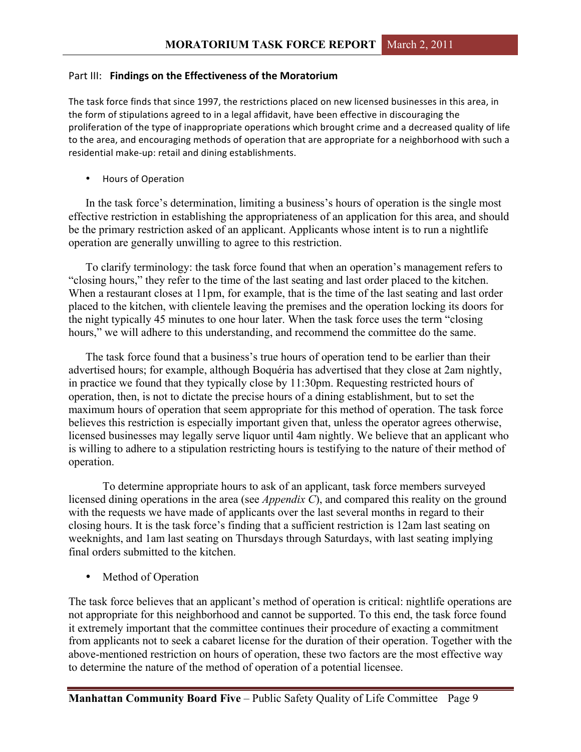## Part III: **Findings on the Effectiveness of the Moratorium**

The task force finds that since 1997, the restrictions placed on new licensed businesses in this area, in the form of stipulations agreed to in a legal affidavit, have been effective in discouraging the proliferation of the type of inappropriate operations which brought crime and a decreased quality of life to the area, and encouraging methods of operation that are appropriate for a neighborhood with such a residential make-up: retail and dining establishments.

- Hours of Operation

In the task force's determination, limiting a business's hours of operation is the single most effective restriction in establishing the appropriateness of an application for this area, and should be the primary restriction asked of an applicant. Applicants whose intent is to run a nightlife operation are generally unwilling to agree to this restriction.

To clarify terminology: the task force found that when an operation's management refers to "closing hours," they refer to the time of the last seating and last order placed to the kitchen. When a restaurant closes at 11pm, for example, that is the time of the last seating and last order placed to the kitchen, with clientele leaving the premises and the operation locking its doors for the night typically 45 minutes to one hour later. When the task force uses the term "closing hours," we will adhere to this understanding, and recommend the committee do the same.

The task force found that a business's true hours of operation tend to be earlier than their advertised hours; for example, although Boquéria has advertised that they close at 2am nightly, in practice we found that they typically close by 11:30pm. Requesting restricted hours of operation, then, is not to dictate the precise hours of a dining establishment, but to set the maximum hours of operation that seem appropriate for this method of operation. The task force believes this restriction is especially important given that, unless the operator agrees otherwise, licensed businesses may legally serve liquor until 4am nightly. We believe that an applicant who is willing to adhere to a stipulation restricting hours is testifying to the nature of their method of operation.

To determine appropriate hours to ask of an applicant, task force members surveyed licensed dining operations in the area (see *Appendix C*), and compared this reality on the ground with the requests we have made of applicants over the last several months in regard to their closing hours. It is the task force's finding that a sufficient restriction is 12am last seating on weeknights, and 1am last seating on Thursdays through Saturdays, with last seating implying final orders submitted to the kitchen.

- Method of Operation

The task force believes that an applicant's method of operation is critical: nightlife operations are not appropriate for this neighborhood and cannot be supported. To this end, the task force found it extremely important that the committee continues their procedure of exacting a commitment from applicants not to seek a cabaret license for the duration of their operation. Together with the above-mentioned restriction on hours of operation, these two factors are the most effective way to determine the nature of the method of operation of a potential licensee.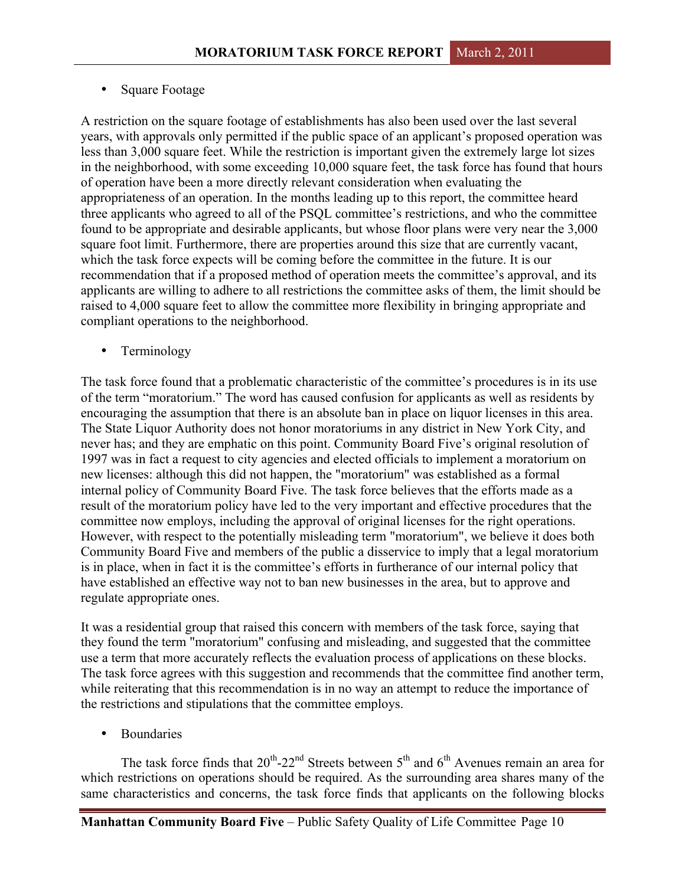- Square Footage

A restriction on the square footage of establishments has also been used over the last several years, with approvals only permitted if the public space of an applicant's proposed operation was less than 3,000 square feet. While the restriction is important given the extremely large lot sizes in the neighborhood, with some exceeding 10,000 square feet, the task force has found that hours of operation have been a more directly relevant consideration when evaluating the appropriateness of an operation. In the months leading up to this report, the committee heard three applicants who agreed to all of the PSQL committee's restrictions, and who the committee found to be appropriate and desirable applicants, but whose floor plans were very near the 3,000 square foot limit. Furthermore, there are properties around this size that are currently vacant, which the task force expects will be coming before the committee in the future. It is our recommendation that if a proposed method of operation meets the committee's approval, and its applicants are willing to adhere to all restrictions the committee asks of them, the limit should be raised to 4,000 square feet to allow the committee more flexibility in bringing appropriate and compliant operations to the neighborhood.

- Terminology

The task force found that a problematic characteristic of the committee's procedures is in its use of the term "moratorium." The word has caused confusion for applicants as well as residents by encouraging the assumption that there is an absolute ban in place on liquor licenses in this area. The State Liquor Authority does not honor moratoriums in any district in New York City, and never has; and they are emphatic on this point. Community Board Five's original resolution of 1997 was in fact a request to city agencies and elected officials to implement a moratorium on new licenses: although this did not happen, the "moratorium" was established as a formal internal policy of Community Board Five. The task force believes that the efforts made as a result of the moratorium policy have led to the very important and effective procedures that the committee now employs, including the approval of original licenses for the right operations. However, with respect to the potentially misleading term "moratorium", we believe it does both Community Board Five and members of the public a disservice to imply that a legal moratorium is in place, when in fact it is the committee's efforts in furtherance of our internal policy that have established an effective way not to ban new businesses in the area, but to approve and regulate appropriate ones.

It was a residential group that raised this concern with members of the task force, saying that they found the term "moratorium" confusing and misleading, and suggested that the committee use a term that more accurately reflects the evaluation process of applications on these blocks. The task force agrees with this suggestion and recommends that the committee find another term, while reiterating that this recommendation is in no way an attempt to reduce the importance of the restrictions and stipulations that the committee employs.

- Boundaries

The task force finds that 20th-22nd Streets between 5th and 6th Avenues remain an area for which restrictions on operations should be required. As the surrounding area shares many of the same characteristics and concerns, the task force finds that applicants on the following blocks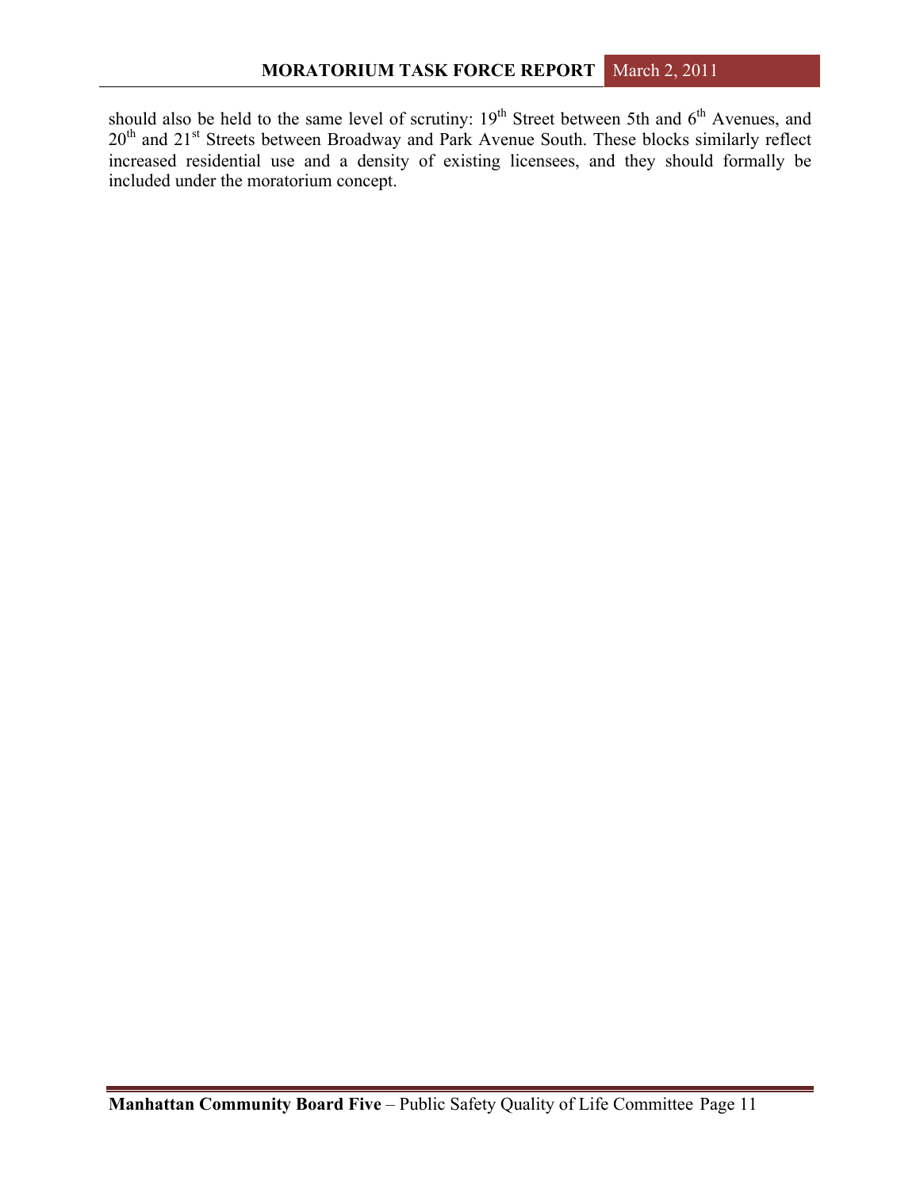should also be held to the same level of scrutiny: 19th Street between 5th and 6th Avenues, and 20th and 21st Streets between Broadway and Park Avenue South. These blocks similarly reflect increased residential use and a density of existing licensees, and they should formally be included under the moratorium concept.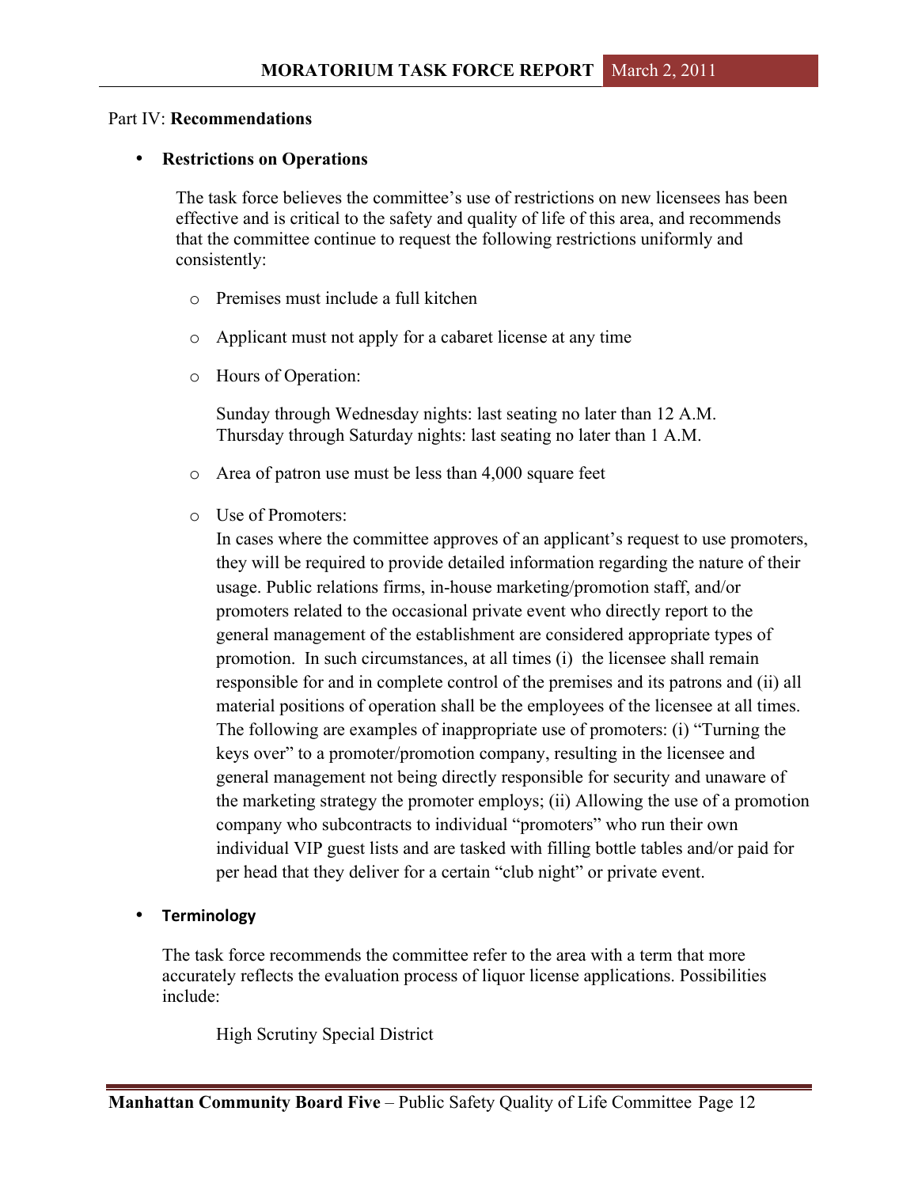Part IV: **Recommendations**

- **Restrictions on Operations**

  The task force believes the committee's use of restrictions on new licensees has been effective and is critical to the safety and quality of life of this area, and recommends that the committee continue to request the following restrictions uniformly and consistently:

  - Premises must include a full kitchen
  - Applicant must not apply for a cabaret license at any time
  - Hours of Operation:

    Sunday through Wednesday nights: last seating no later than 12 A.M.
    Thursday through Saturday nights: last seating no later than 1 A.M.

  - Area of patron use must be less than 4,000 square feet
  - Use of Promoters:
    In cases where the committee approves of an applicant's request to use promoters, they will be required to provide detailed information regarding the nature of their usage. Public relations firms, in-house marketing/promotion staff, and/or promoters related to the occasional private event who directly report to the general management of the establishment are considered appropriate types of promotion. In such circumstances, at all times (i) the licensee shall remain responsible for and in complete control of the premises and its patrons and (ii) all material positions of operation shall be the employees of the licensee at all times. The following are examples of inappropriate use of promoters: (i) "Turning the keys over" to a promoter/promotion company, resulting in the licensee and general management not being directly responsible for security and unaware of the marketing strategy the promoter employs; (ii) Allowing the use of a promotion company who subcontracts to individual "promoters" who run their own individual VIP guest lists and are tasked with filling bottle tables and/or paid for per head that they deliver for a certain "club night" or private event.

- **Terminology**

  The task force recommends the committee refer to the area with a term that more accurately reflects the evaluation process of liquor license applications. Possibilities include:

  High Scrutiny Special District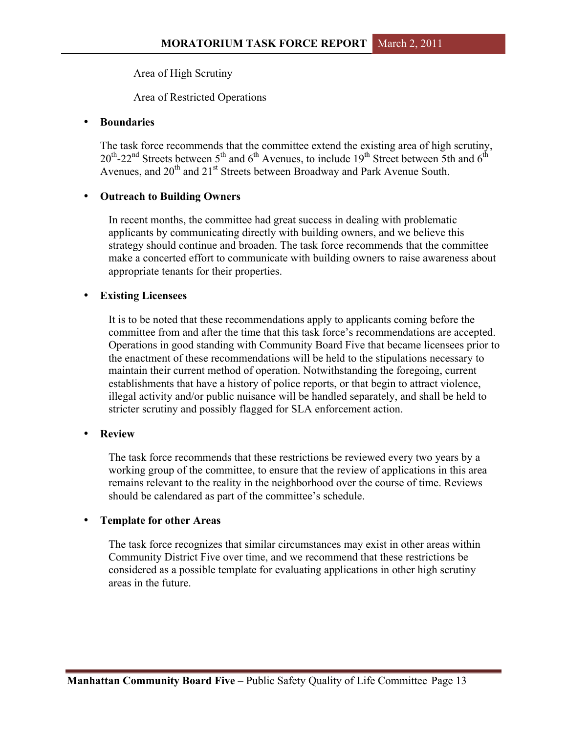Area of High Scrutiny

Area of Restricted Operations

- **Boundaries**

  The task force recommends that the committee extend the existing area of high scrutiny, 20th-22nd Streets between 5th and 6th Avenues, to include 19th Street between 5th and 6th Avenues, and 20th and 21st Streets between Broadway and Park Avenue South.

- **Outreach to Building Owners**

  In recent months, the committee had great success in dealing with problematic applicants by communicating directly with building owners, and we believe this strategy should continue and broaden. The task force recommends that the committee make a concerted effort to communicate with building owners to raise awareness about appropriate tenants for their properties.

- **Existing Licensees**

  It is to be noted that these recommendations apply to applicants coming before the committee from and after the time that this task force's recommendations are accepted. Operations in good standing with Community Board Five that became licensees prior to the enactment of these recommendations will be held to the stipulations necessary to maintain their current method of operation. Notwithstanding the foregoing, current establishments that have a history of police reports, or that begin to attract violence, illegal activity and/or public nuisance will be handled separately, and shall be held to stricter scrutiny and possibly flagged for SLA enforcement action.

- **Review**

  The task force recommends that these restrictions be reviewed every two years by a working group of the committee, to ensure that the review of applications in this area remains relevant to the reality in the neighborhood over the course of time. Reviews should be calendared as part of the committee's schedule.

- **Template for other Areas**

  The task force recognizes that similar circumstances may exist in other areas within Community District Five over time, and we recommend that these restrictions be considered as a possible template for evaluating applications in other high scrutiny areas in the future.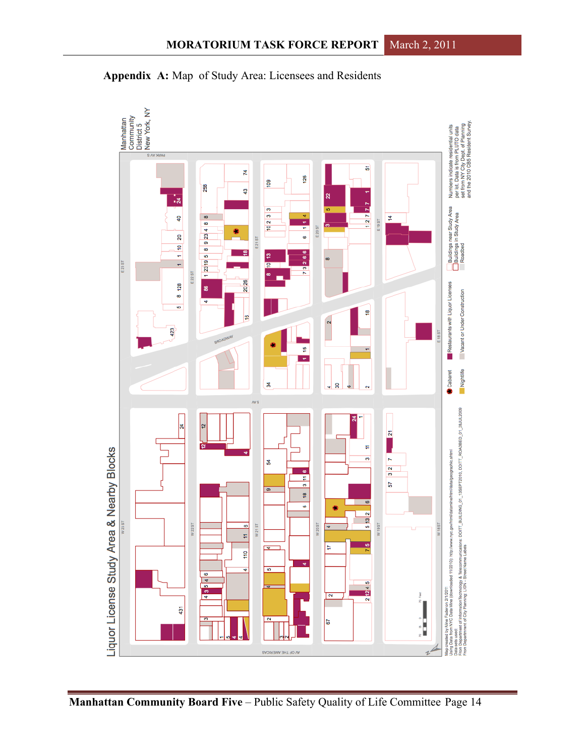## Appendix A: Map of Study Area: Licensees and Residents

Liquor License Study Area & Nearby Blocks

Manhattan Community District 5 New York, NY

Cabaret

Nightlife

Restaurants with Liquor Licenses

Vacant or Under Construction

Buildings near Study Area

Buildings in Study Area

Roadbed

Numbers indicate residential units per lot. Data is from PLUTO data set from NY City Dept. of Planning and the 2010 CB5 Resident Survey.

Map created by Aine Fader on 2/1/2011
Using Data from NYC Data Mine (downloaded 11/2010): http://www.nyc.gov/html/datamine/html/data/geographic.shtml
Data sets used:
From Department of Information Technology & Telecommunications: DOITT_BUILDING_01_13SEPT2010, DOITT_ROADBED_01_28JUL2009
From Department of City Planning: LION - Street Name Labels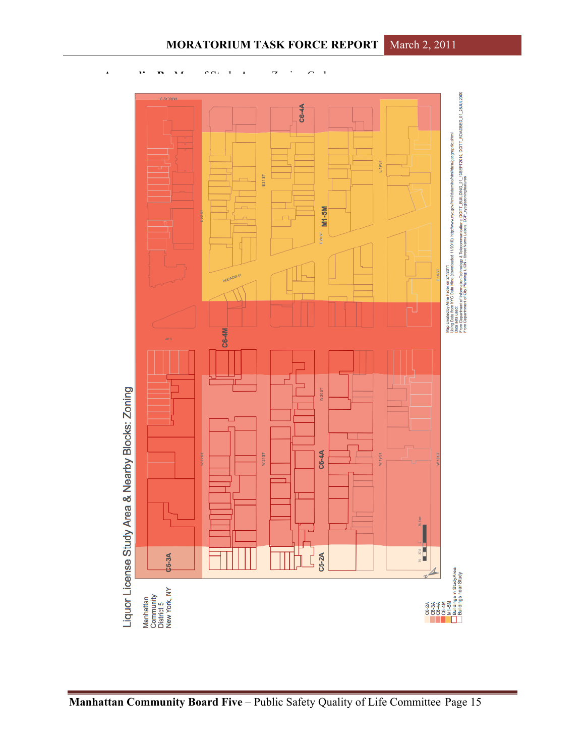**Appendix B: Map of Study Area: Zoning Codes**

Liquor License Study Area & Nearby Blocks: Zoning

Manhattan Community District 5
New York, NY

C6-4A

M1-5M

C6-4M

C6-4A

C6-3A

C6-2A

PARK AVE S

BROADWAY

E 21 ST

E 20 ST

E 19 ST

E 18 ST

W 22 ST

W 21 ST

W 20 ST

W 19 ST

W 18 ST

75 37.5 0 75 Feet

C6-2A
C6-3A
C6-4A
C6-4M
M1-5M
Buildings in Study Area
Buildings near Study

Map created by Aline Fader on 2/1/2011
Using Data from NYC Data Mine (downloaded 11/2010): http://www.nyc.gov/html/datamine/html/data/geographic.shtml
Data sets used:
From Department of Information Technology & Telecommunications: DOITT_BUILDING_01_13SEPT2010, DOITT_ROADBED_01_28JUL2009
From Department of City Planning: LION - Street Name Labels, DCP_nyzd (zoning features)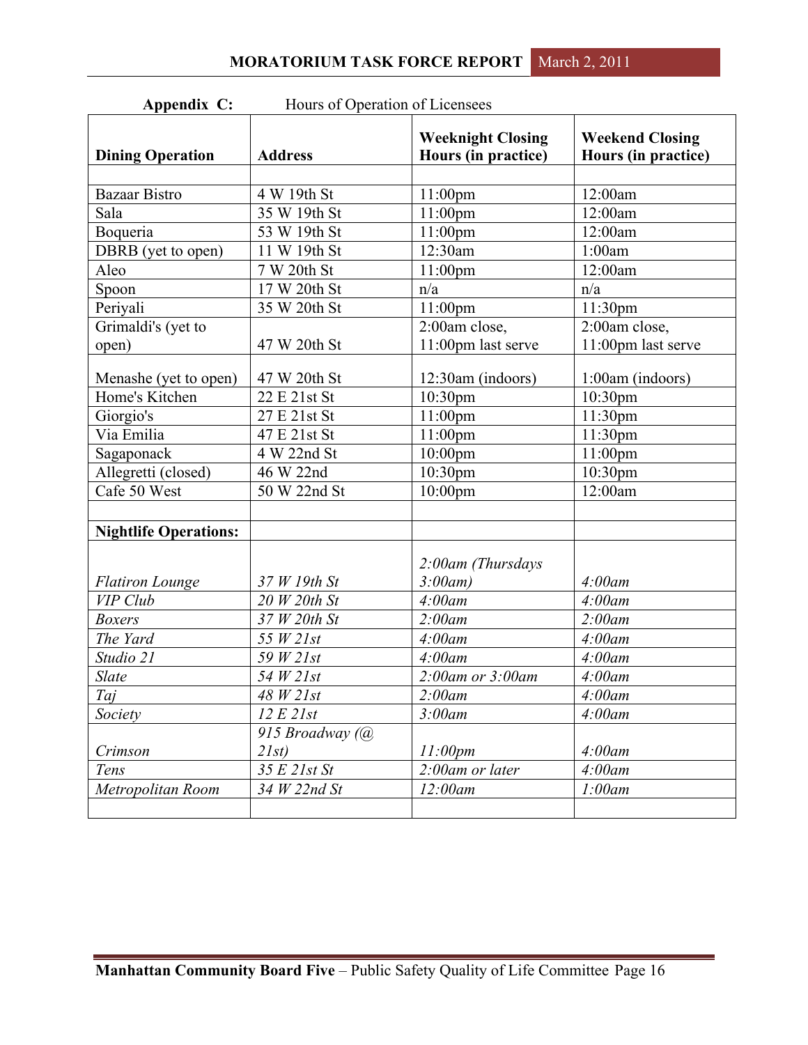**Appendix C:** Hours of Operation of Licensees

| Dining Operation | Address | Weeknight Closing Hours (in practice) | Weekend Closing Hours (in practice) |
|---|---|---|---|
| | | | |
| Bazaar Bistro | 4 W 19th St | 11:00pm | 12:00am |
| Sala | 35 W 19th St | 11:00pm | 12:00am |
| Boqueria | 53 W 19th St | 11:00pm | 12:00am |
| DBRB (yet to open) | 11 W 19th St | 12:30am | 1:00am |
| Aleo | 7 W 20th St | 11:00pm | 12:00am |
| Spoon | 17 W 20th St | n/a | n/a |
| Periyali | 35 W 20th St | 11:00pm | 11:30pm |
| Grimaldi's (yet to open) | 47 W 20th St | 2:00am close, 11:00pm last serve | 2:00am close, 11:00pm last serve |
| Menashe (yet to open) | 47 W 20th St | 12:30am (indoors) | 1:00am (indoors) |
| Home's Kitchen | 22 E 21st St | 10:30pm | 10:30pm |
| Giorgio's | 27 E 21st St | 11:00pm | 11:30pm |
| Via Emilia | 47 E 21st St | 11:00pm | 11:30pm |
| Sagaponack | 4 W 22nd St | 10:00pm | 11:00pm |
| Allegretti (closed) | 46 W 22nd | 10:30pm | 10:30pm |
| Cafe 50 West | 50 W 22nd St | 10:00pm | 12:00am |
| | | | |
| **Nightlife Operations:** | | | |
| *Flatiron Lounge* | *37 W 19th St* | *2:00am (Thursdays 3:00am)* | *4:00am* |
| *VIP Club* | *20 W 20th St* | *4:00am* | *4:00am* |
| *Boxers* | *37 W 20th St* | *2:00am* | *2:00am* |
| *The Yard* | *55 W 21st* | *4:00am* | *4:00am* |
| *Studio 21* | *59 W 21st* | *4:00am* | *4:00am* |
| *Slate* | *54 W 21st* | *2:00am or 3:00am* | *4:00am* |
| *Taj* | *48 W 21st* | *2:00am* | *4:00am* |
| *Society* | *12 E 21st* | *3:00am* | *4:00am* |
| *Crimson* | *915 Broadway (@ 21st)* | *11:00pm* | *4:00am* |
| *Tens* | *35 E 21st St* | *2:00am or later* | *4:00am* |
| *Metropolitan Room* | *34 W 22nd St* | *12:00am* | *1:00am* |
| | | | |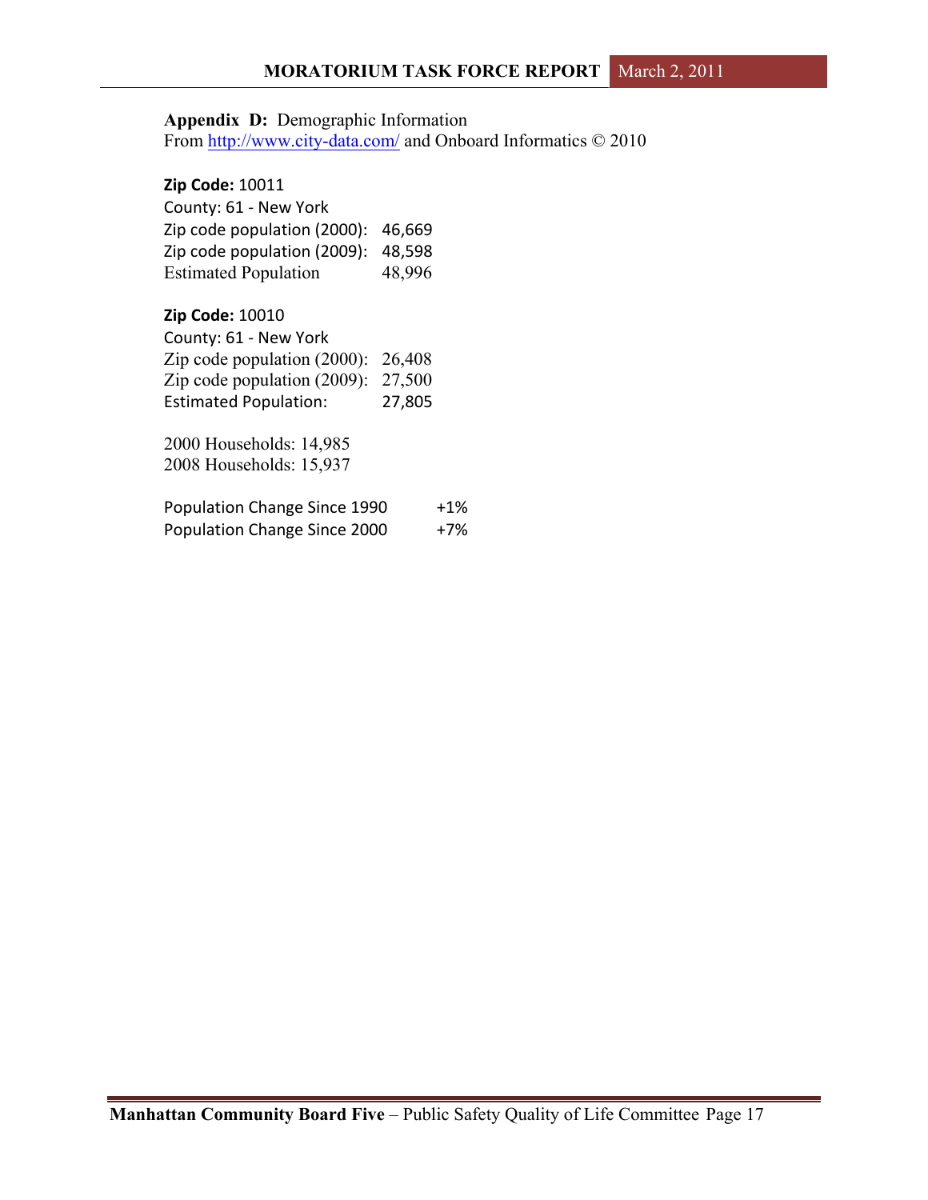**Appendix D:** Demographic Information
From http://www.city-data.com/ and Onboard Informatics © 2010

**Zip Code:** 10011
County: 61 - New York
Zip code population (2000): 46,669
Zip code population (2009): 48,598
Estimated Population 48,996

**Zip Code:** 10010
County: 61 - New York
Zip code population (2000): 26,408
Zip code population (2009): 27,500
Estimated Population: 27,805

2000 Households: 14,985
2008 Households: 15,937

Population Change Since 1990 +1%
Population Change Since 2000 +7%